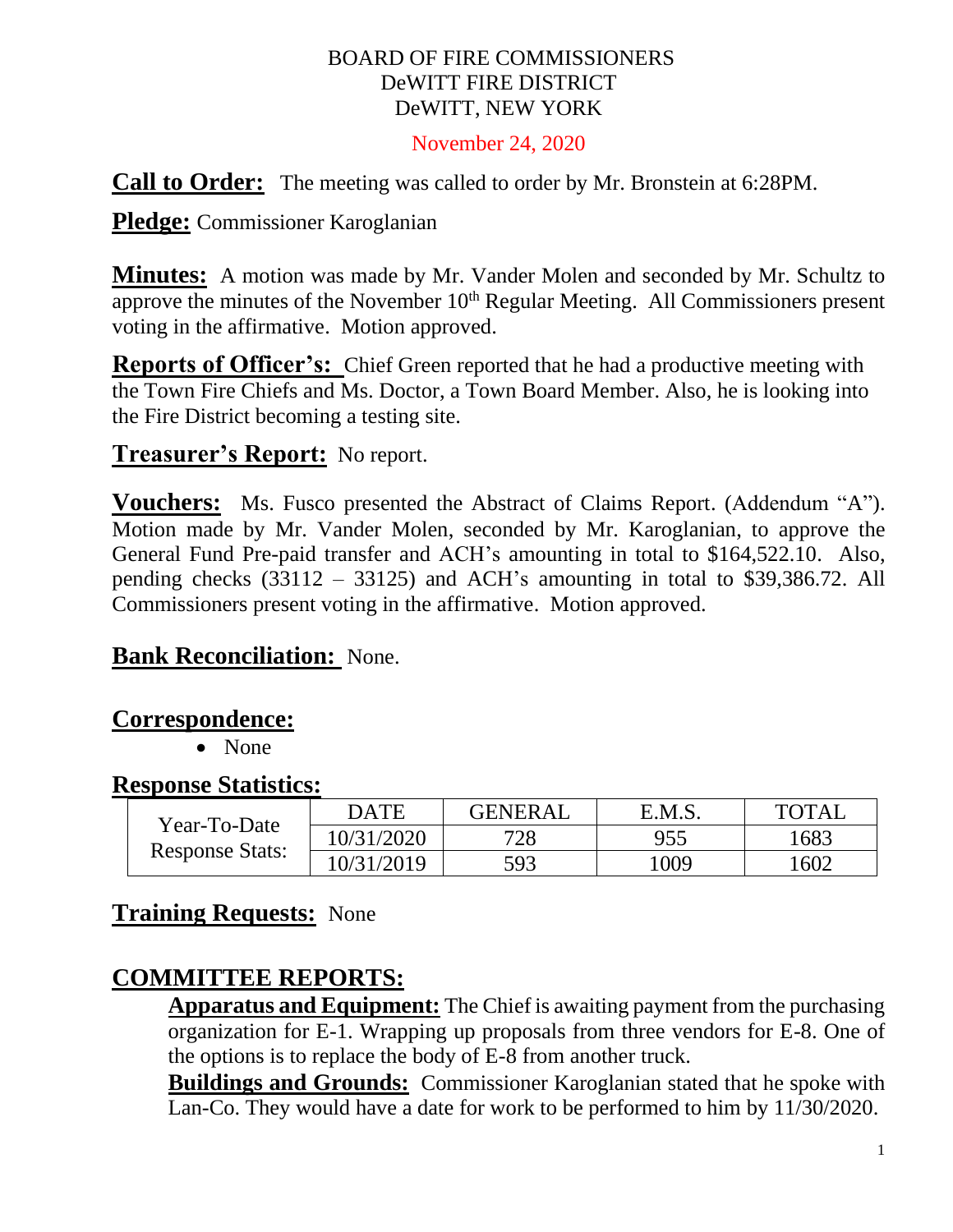BOARD OF FIRE COMMISSIONERS
DeWITT FIRE DISTRICT
DeWITT, NEW YORK

November 24, 2020

**Call to Order:** The meeting was called to order by Mr. Bronstein at 6:28PM.

**Pledge:** Commissioner Karoglanian

**Minutes:** A motion was made by Mr. Vander Molen and seconded by Mr. Schultz to approve the minutes of the November 10th Regular Meeting. All Commissioners present voting in the affirmative. Motion approved.

**Reports of Officer's:** Chief Green reported that he had a productive meeting with the Town Fire Chiefs and Ms. Doctor, a Town Board Member. Also, he is looking into the Fire District becoming a testing site.

**Treasurer's Report:** No report.

**Vouchers:** Ms. Fusco presented the Abstract of Claims Report. (Addendum "A"). Motion made by Mr. Vander Molen, seconded by Mr. Karoglanian, to approve the General Fund Pre-paid transfer and ACH's amounting in total to $164,522.10. Also, pending checks (33112 – 33125) and ACH's amounting in total to $39,386.72. All Commissioners present voting in the affirmative. Motion approved.

**Bank Reconciliation:** None.

**Correspondence:**

- None

**Response Statistics:**

| | DATE | GENERAL | E.M.S. | TOTAL |
|---|---|---|---|---|
| Year-To-Date Response Stats: | 10/31/2020 | 728 | 955 | 1683 |
| | 10/31/2019 | 593 | 1009 | 1602 |

**Training Requests:** None

## COMMITTEE REPORTS:

**Apparatus and Equipment:** The Chief is awaiting payment from the purchasing organization for E-1. Wrapping up proposals from three vendors for E-8. One of the options is to replace the body of E-8 from another truck.

**Buildings and Grounds:** Commissioner Karoglanian stated that he spoke with Lan-Co. They would have a date for work to be performed to him by 11/30/2020.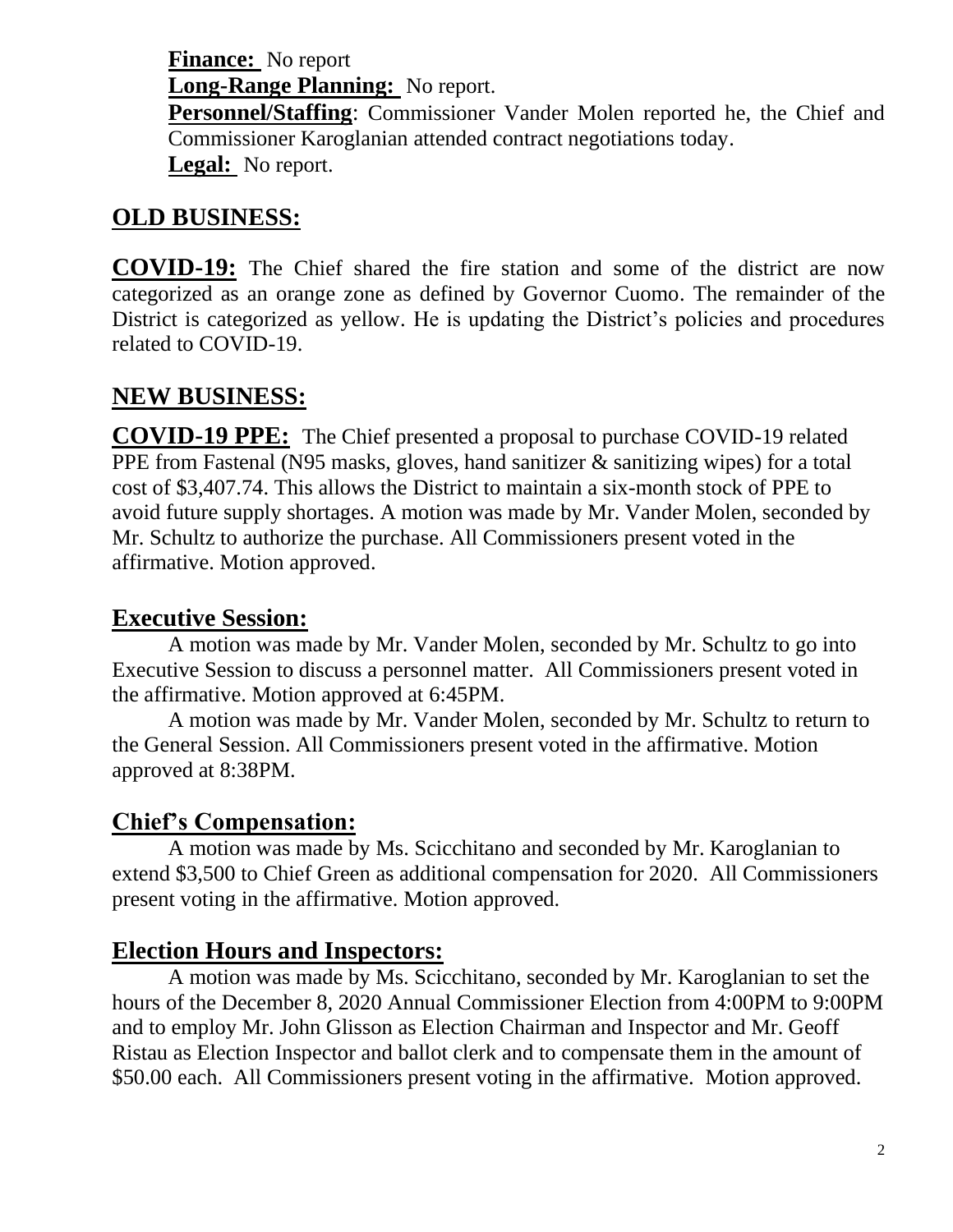**Finance:** No report

**Long-Range Planning:** No report.

**Personnel/Staffing**: Commissioner Vander Molen reported he, the Chief and Commissioner Karoglanian attended contract negotiations today.

**Legal:** No report.

## OLD BUSINESS:

**COVID-19:** The Chief shared the fire station and some of the district are now categorized as an orange zone as defined by Governor Cuomo. The remainder of the District is categorized as yellow. He is updating the District's policies and procedures related to COVID-19.

## NEW BUSINESS:

**COVID-19 PPE:** The Chief presented a proposal to purchase COVID-19 related PPE from Fastenal (N95 masks, gloves, hand sanitizer & sanitizing wipes) for a total cost of $3,407.74. This allows the District to maintain a six-month stock of PPE to avoid future supply shortages. A motion was made by Mr. Vander Molen, seconded by Mr. Schultz to authorize the purchase. All Commissioners present voted in the affirmative. Motion approved.

## Executive Session:

A motion was made by Mr. Vander Molen, seconded by Mr. Schultz to go into Executive Session to discuss a personnel matter. All Commissioners present voted in the affirmative. Motion approved at 6:45PM.

A motion was made by Mr. Vander Molen, seconded by Mr. Schultz to return to the General Session. All Commissioners present voted in the affirmative. Motion approved at 8:38PM.

## Chief's Compensation:

A motion was made by Ms. Scicchitano and seconded by Mr. Karoglanian to extend $3,500 to Chief Green as additional compensation for 2020. All Commissioners present voting in the affirmative. Motion approved.

## Election Hours and Inspectors:

A motion was made by Ms. Scicchitano, seconded by Mr. Karoglanian to set the hours of the December 8, 2020 Annual Commissioner Election from 4:00PM to 9:00PM and to employ Mr. John Glisson as Election Chairman and Inspector and Mr. Geoff Ristau as Election Inspector and ballot clerk and to compensate them in the amount of $50.00 each. All Commissioners present voting in the affirmative. Motion approved.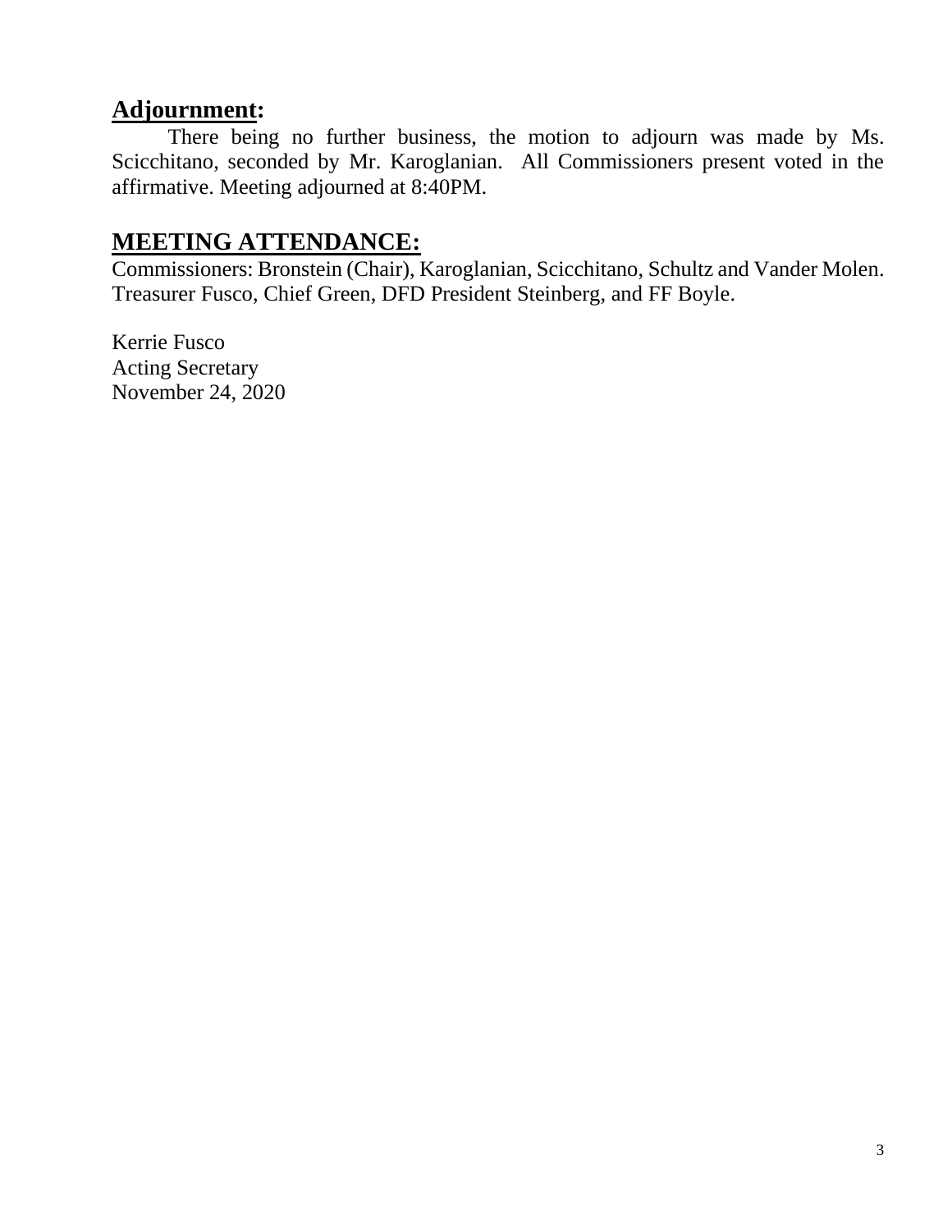## **Adjournment:**

There being no further business, the motion to adjourn was made by Ms. Scicchitano, seconded by Mr. Karoglanian. All Commissioners present voted in the affirmative. Meeting adjourned at 8:40PM.

## **MEETING ATTENDANCE:**

Commissioners: Bronstein (Chair), Karoglanian, Scicchitano, Schultz and Vander Molen. Treasurer Fusco, Chief Green, DFD President Steinberg, and FF Boyle.

Kerrie Fusco
Acting Secretary
November 24, 2020